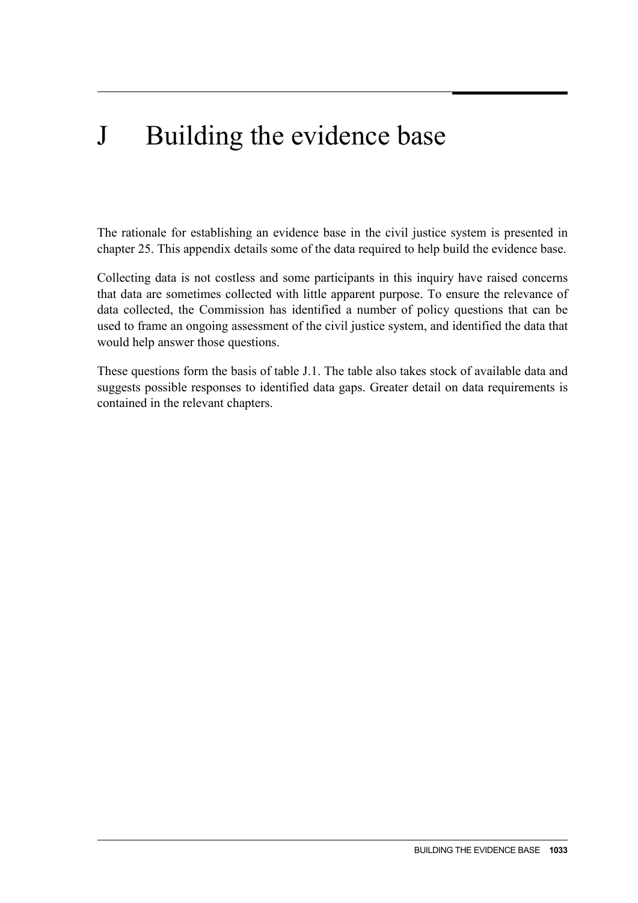# J Building the evidence base

The rationale for establishing an evidence base in the civil justice system is presented in chapter 25. This appendix details some of the data required to help build the evidence base.

Collecting data is not costless and some participants in this inquiry have raised concerns that data are sometimes collected with little apparent purpose. To ensure the relevance of data collected, the Commission has identified a number of policy questions that can be used to frame an ongoing assessment of the civil justice system, and identified the data that would help answer those questions.

These questions form the basis of table J.1. The table also takes stock of available data and suggests possible responses to identified data gaps. Greater detail on data requirements is contained in the relevant chapters.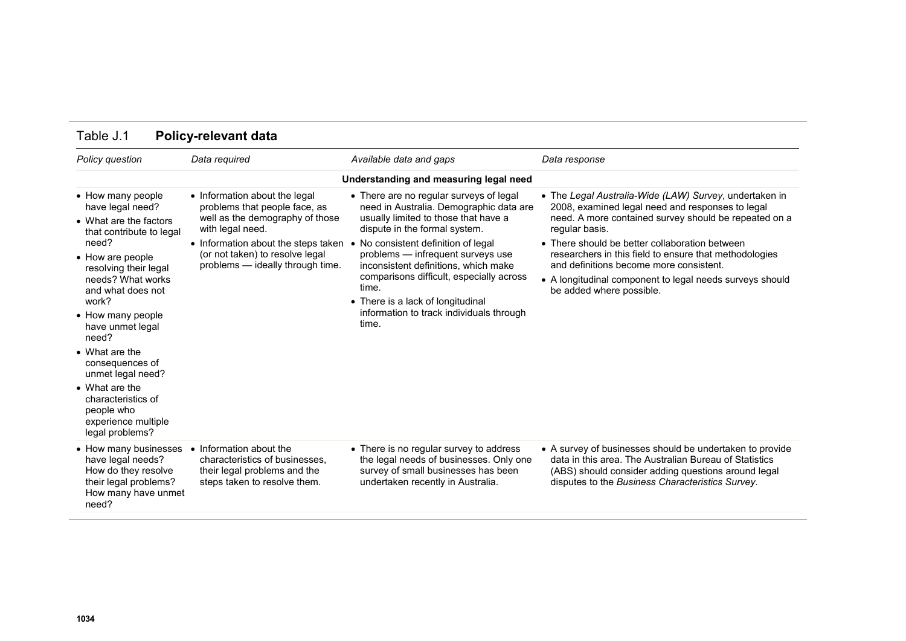Table J.1 **Policy-relevant data**

| *Policy question* | *Data required* | *Available data and gaps* | *Data response* |
|---|---|---|---|
| | | **Understanding and measuring legal need** | |
| • How many people have legal need?<br>• What are the factors that contribute to legal need?<br>• How are people resolving their legal needs? What works and what does not work?<br>• How many people have unmet legal need?<br>• What are the consequences of unmet legal need?<br>• What are the characteristics of people who experience multiple legal problems? | • Information about the legal problems that people face, as well as the demography of those with legal need.<br>• Information about the steps taken (or not taken) to resolve legal problems — ideally through time. | • There are no regular surveys of legal need in Australia. Demographic data are usually limited to those that have a dispute in the formal system.<br>• No consistent definition of legal problems — infrequent surveys use inconsistent definitions, which make comparisons difficult, especially across time.<br>• There is a lack of longitudinal information to track individuals through time. | • The *Legal Australia-Wide (LAW) Survey*, undertaken in 2008, examined legal need and responses to legal need. A more contained survey should be repeated on a regular basis.<br>• There should be better collaboration between researchers in this field to ensure that methodologies and definitions become more consistent.<br>• A longitudinal component to legal needs surveys should be added where possible. |
| • How many businesses have legal needs? How do they resolve their legal problems? How many have unmet need? | • Information about the characteristics of businesses, their legal problems and the steps taken to resolve them. | • There is no regular survey to address the legal needs of businesses. Only one survey of small businesses has been undertaken recently in Australia. | • A survey of businesses should be undertaken to provide data in this area. The Australian Bureau of Statistics (ABS) should consider adding questions around legal disputes to the *Business Characteristics Survey.* |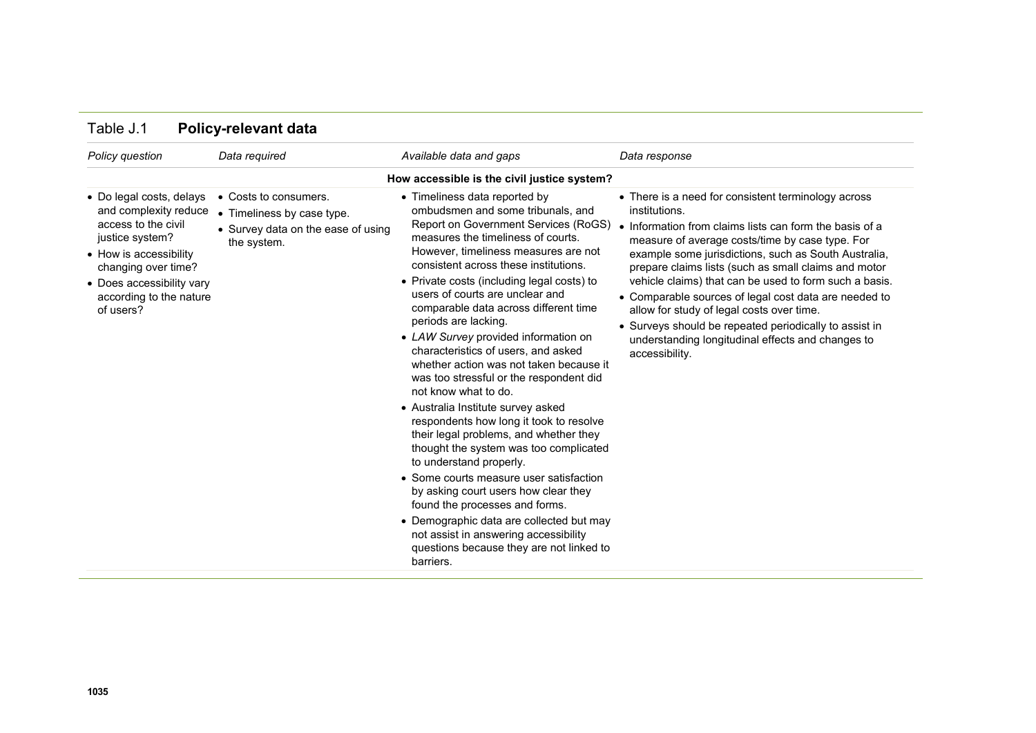Table J.1 **Policy-relevant data**

| *Policy question* | *Data required* | *Available data and gaps* | *Data response* |
|---|---|---|---|
| | | **How accessible is the civil justice system?** | |
| • Do legal costs, delays and complexity reduce access to the civil justice system?<br>• How is accessibility changing over time?<br>• Does accessibility vary according to the nature of users? | • Costs to consumers.<br>• Timeliness by case type.<br>• Survey data on the ease of using the system. | • Timeliness data reported by ombudsmen and some tribunals, and Report on Government Services (RoGS) measures the timeliness of courts. However, timeliness measures are not consistent across these institutions.<br>• Private costs (including legal costs) to users of courts are unclear and comparable data across different time periods are lacking.<br>• *LAW Survey* provided information on characteristics of users, and asked whether action was not taken because it was too stressful or the respondent did not know what to do.<br>• Australia Institute survey asked respondents how long it took to resolve their legal problems, and whether they thought the system was too complicated to understand properly.<br>• Some courts measure user satisfaction by asking court users how clear they found the processes and forms.<br>• Demographic data are collected but may not assist in answering accessibility questions because they are not linked to barriers. | • There is a need for consistent terminology across institutions.<br>• Information from claims lists can form the basis of a measure of average costs/time by case type. For example some jurisdictions, such as South Australia, prepare claims lists (such as small claims and motor vehicle claims) that can be used to form such a basis.<br>• Comparable sources of legal cost data are needed to allow for study of legal costs over time.<br>• Surveys should be repeated periodically to assist in understanding longitudinal effects and changes to accessibility. |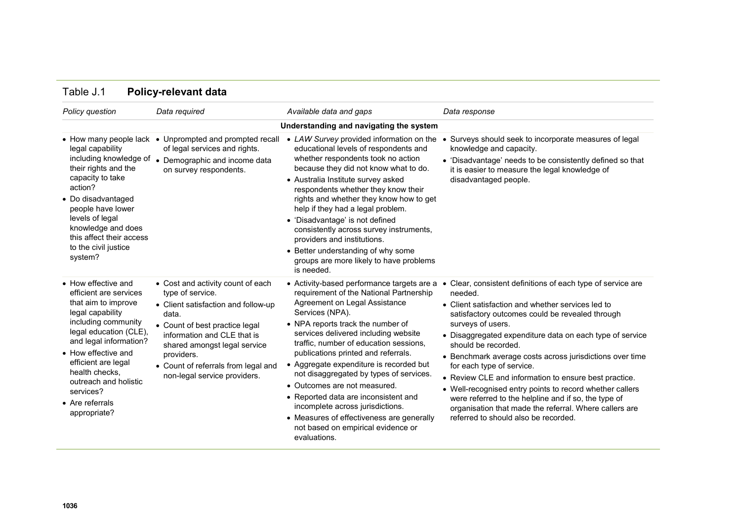Table J.1 **Policy-relevant data**

| *Policy question* | *Data required* | *Available data and gaps* | *Data response* |
|---|---|---|---|
| **Understanding and navigating the system** | | | |
| • How many people lack legal capability including knowledge of their rights and the capacity to take action?<br>• Do disadvantaged people have lower levels of legal knowledge and does this affect their access to the civil justice system? | • Unprompted and prompted recall of legal services and rights.<br>• Demographic and income data on survey respondents. | • *LAW Survey* provided information on the educational levels of respondents and whether respondents took no action because they did not know what to do.<br>• Australia Institute survey asked respondents whether they know their rights and whether they know how to get help if they had a legal problem.<br>• 'Disadvantage' is not defined consistently across survey instruments, providers and institutions.<br>• Better understanding of why some groups are more likely to have problems is needed. | • Surveys should seek to incorporate measures of legal knowledge and capacity.<br>• 'Disadvantage' needs to be consistently defined so that it is easier to measure the legal knowledge of disadvantaged people. |
| • How effective and efficient are services that aim to improve legal capability including community legal education (CLE), and legal information?<br>• How effective and efficient are legal health checks, outreach and holistic services?<br>• Are referrals appropriate? | • Cost and activity count of each type of service.<br>• Client satisfaction and follow-up data.<br>• Count of best practice legal information and CLE that is shared amongst legal service providers.<br>• Count of referrals from legal and non-legal service providers. | • Activity-based performance targets are a requirement of the National Partnership Agreement on Legal Assistance Services (NPA).<br>• NPA reports track the number of services delivered including website traffic, number of education sessions, publications printed and referrals.<br>• Aggregate expenditure is recorded but not disaggregated by types of services.<br>• Outcomes are not measured.<br>• Reported data are inconsistent and incomplete across jurisdictions.<br>• Measures of effectiveness are generally not based on empirical evidence or evaluations. | • Clear, consistent definitions of each type of service are needed.<br>• Client satisfaction and whether services led to satisfactory outcomes could be revealed through surveys of users.<br>• Disaggregated expenditure data on each type of service should be recorded.<br>• Benchmark average costs across jurisdictions over time for each type of service.<br>• Review CLE and information to ensure best practice.<br>• Well-recognised entry points to record whether callers were referred to the helpline and if so, the type of organisation that made the referral. Where callers are referred to should also be recorded. |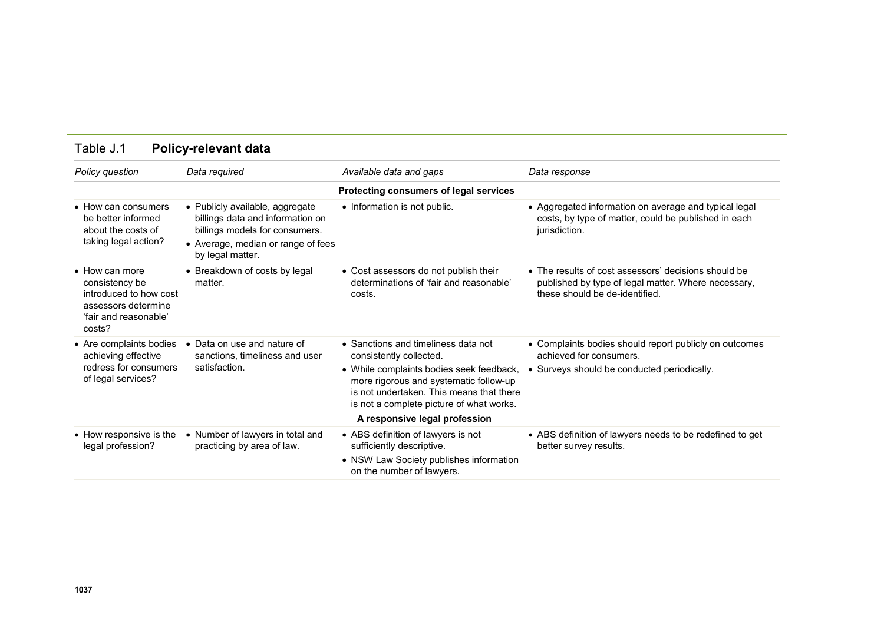Table J.1 **Policy-relevant data**

| *Policy question* | *Data required* | *Available data and gaps* | *Data response* |
|---|---|---|---|
| | | **Protecting consumers of legal services** | |
| • How can consumers be better informed about the costs of taking legal action? | • Publicly available, aggregate billings data and information on billings models for consumers. • Average, median or range of fees by legal matter. | • Information is not public. | • Aggregated information on average and typical legal costs, by type of matter, could be published in each jurisdiction. |
| • How can more consistency be introduced to how cost assessors determine 'fair and reasonable' costs? | • Breakdown of costs by legal matter. | • Cost assessors do not publish their determinations of 'fair and reasonable' costs. | • The results of cost assessors' decisions should be published by type of legal matter. Where necessary, these should be de-identified. |
| • Are complaints bodies achieving effective redress for consumers of legal services? | • Data on use and nature of sanctions, timeliness and user satisfaction. | • Sanctions and timeliness data not consistently collected. • While complaints bodies seek feedback, more rigorous and systematic follow-up is not undertaken. This means that there is not a complete picture of what works. | • Complaints bodies should report publicly on outcomes achieved for consumers. • Surveys should be conducted periodically. |
| | | **A responsive legal profession** | |
| • How responsive is the legal profession? | • Number of lawyers in total and practicing by area of law. | • ABS definition of lawyers is not sufficiently descriptive. • NSW Law Society publishes information on the number of lawyers. | • ABS definition of lawyers needs to be redefined to get better survey results. |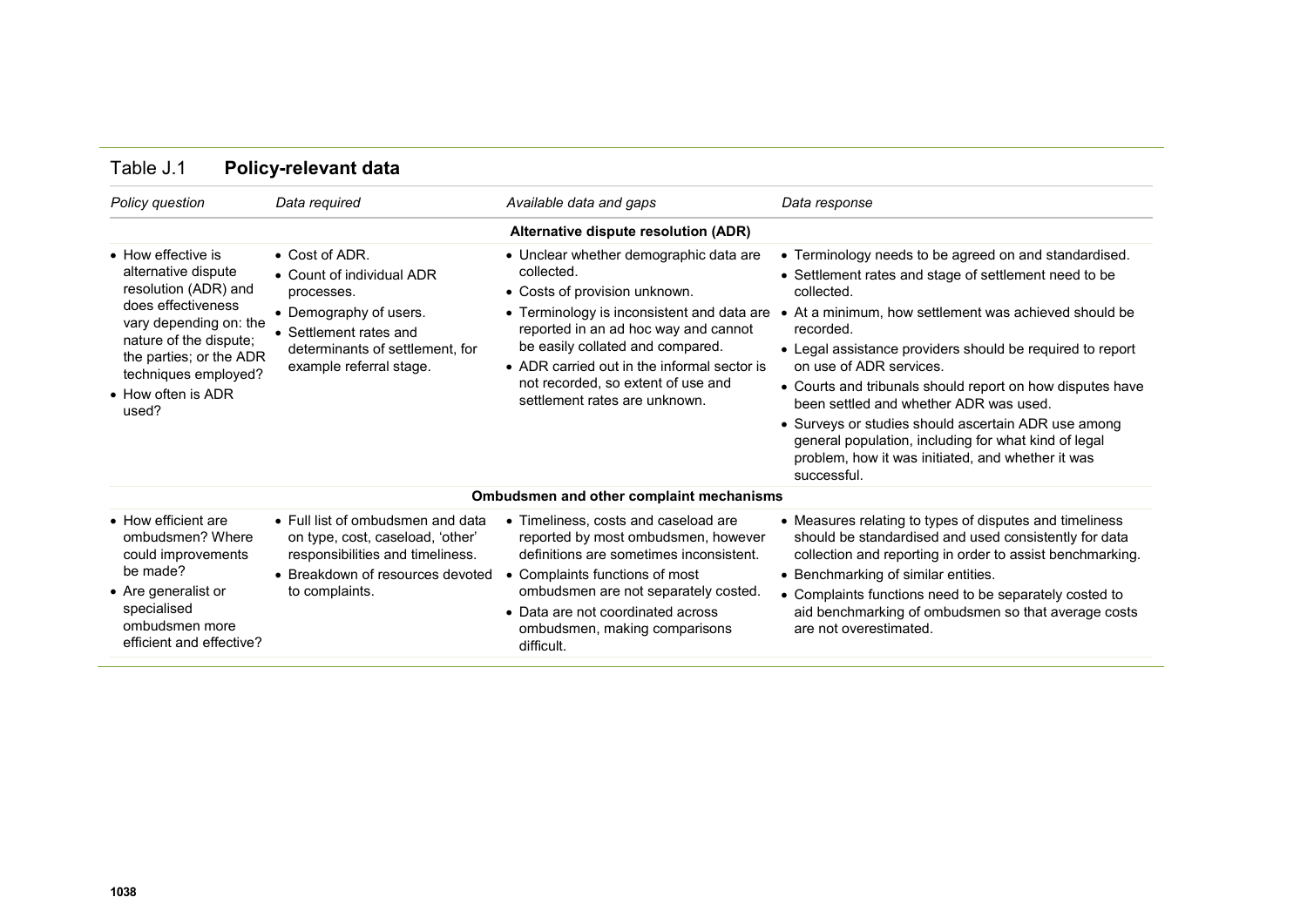Table J.1 **Policy-relevant data**

| *Policy question* | *Data required* | *Available data and gaps* | *Data response* |
|---|---|---|---|
| | | **Alternative dispute resolution (ADR)** | |
| • How effective is alternative dispute resolution (ADR) and does effectiveness vary depending on: the nature of the dispute; the parties; or the ADR techniques employed?<br>• How often is ADR used? | • Cost of ADR.<br>• Count of individual ADR processes.<br>• Demography of users.<br>• Settlement rates and determinants of settlement, for example referral stage. | • Unclear whether demographic data are collected.<br>• Costs of provision unknown.<br>• Terminology is inconsistent and data are reported in an ad hoc way and cannot be easily collated and compared.<br>• ADR carried out in the informal sector is not recorded, so extent of use and settlement rates are unknown. | • Terminology needs to be agreed on and standardised.<br>• Settlement rates and stage of settlement need to be collected.<br>• At a minimum, how settlement was achieved should be recorded.<br>• Legal assistance providers should be required to report on use of ADR services.<br>• Courts and tribunals should report on how disputes have been settled and whether ADR was used.<br>• Surveys or studies should ascertain ADR use among general population, including for what kind of legal problem, how it was initiated, and whether it was successful. |
| | | **Ombudsmen and other complaint mechanisms** | |
| • How efficient are ombudsmen? Where could improvements be made?<br>• Are generalist or specialised ombudsmen more efficient and effective? | • Full list of ombudsmen and data on type, cost, caseload, 'other' responsibilities and timeliness.<br>• Breakdown of resources devoted to complaints. | • Timeliness, costs and caseload are reported by most ombudsmen, however definitions are sometimes inconsistent.<br>• Complaints functions of most ombudsmen are not separately costed.<br>• Data are not coordinated across ombudsmen, making comparisons difficult. | • Measures relating to types of disputes and timeliness should be standardised and used consistently for data collection and reporting in order to assist benchmarking.<br>• Benchmarking of similar entities.<br>• Complaints functions need to be separately costed to aid benchmarking of ombudsmen so that average costs are not overestimated. |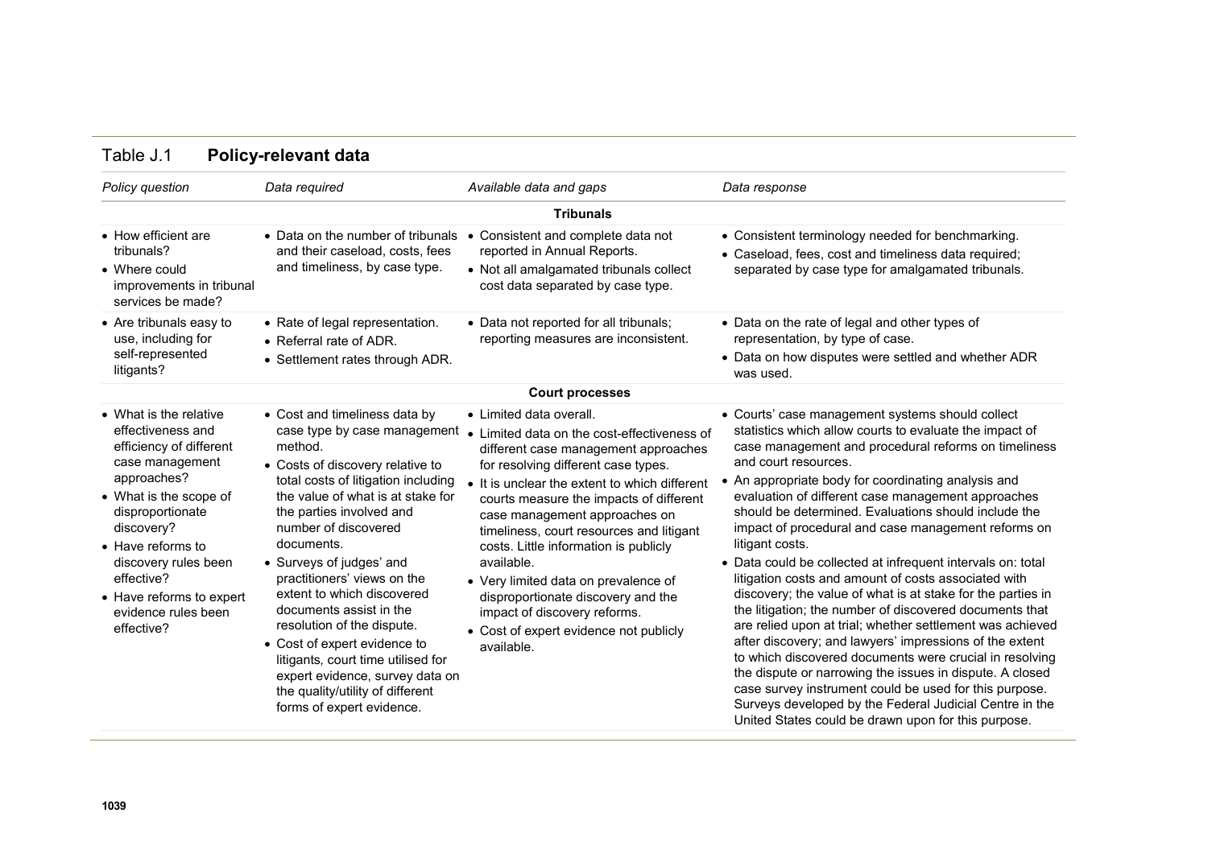Table J.1 **Policy-relevant data**

| *Policy question* | *Data required* | *Available data and gaps* | *Data response* |
|---|---|---|---|
| | | **Tribunals** | |
| • How efficient are tribunals?<br>• Where could improvements in tribunal services be made? | • Data on the number of tribunals and their caseload, costs, fees and timeliness, by case type. | • Consistent and complete data not reported in Annual Reports.<br>• Not all amalgamated tribunals collect cost data separated by case type. | • Consistent terminology needed for benchmarking.<br>• Caseload, fees, cost and timeliness data required; separated by case type for amalgamated tribunals. |
| • Are tribunals easy to use, including for self-represented litigants? | • Rate of legal representation.<br>• Referral rate of ADR.<br>• Settlement rates through ADR. | • Data not reported for all tribunals; reporting measures are inconsistent. | • Data on the rate of legal and other types of representation, by type of case.<br>• Data on how disputes were settled and whether ADR was used. |
| | | **Court processes** | |
| • What is the relative effectiveness and efficiency of different case management approaches?<br>• What is the scope of disproportionate discovery?<br>• Have reforms to discovery rules been effective?<br>• Have reforms to expert evidence rules been effective? | • Cost and timeliness data by case type by case management method.<br>• Costs of discovery relative to total costs of litigation including the value of what is at stake for the parties involved and number of discovered documents.<br>• Surveys of judges' and practitioners' views on the extent to which discovered documents assist in the resolution of the dispute.<br>• Cost of expert evidence to litigants, court time utilised for expert evidence, survey data on the quality/utility of different forms of expert evidence. | • Limited data overall.<br>• Limited data on the cost-effectiveness of different case management approaches for resolving different case types.<br>• It is unclear the extent to which different courts measure the impacts of different case management approaches on timeliness, court resources and litigant costs. Little information is publicly available.<br>• Very limited data on prevalence of disproportionate discovery and the impact of discovery reforms.<br>• Cost of expert evidence not publicly available. | • Courts' case management systems should collect statistics which allow courts to evaluate the impact of case management and procedural reforms on timeliness and court resources.<br>• An appropriate body for coordinating analysis and evaluation of different case management approaches should be determined. Evaluations should include the impact of procedural and case management reforms on litigant costs.<br>• Data could be collected at infrequent intervals on: total litigation costs and amount of costs associated with discovery; the value of what is at stake for the parties in the litigation; the number of discovered documents that are relied upon at trial; whether settlement was achieved after discovery; and lawyers' impressions of the extent to which discovered documents were crucial in resolving the dispute or narrowing the issues in dispute. A closed case survey instrument could be used for this purpose. Surveys developed by the Federal Judicial Centre in the United States could be drawn upon for this purpose. |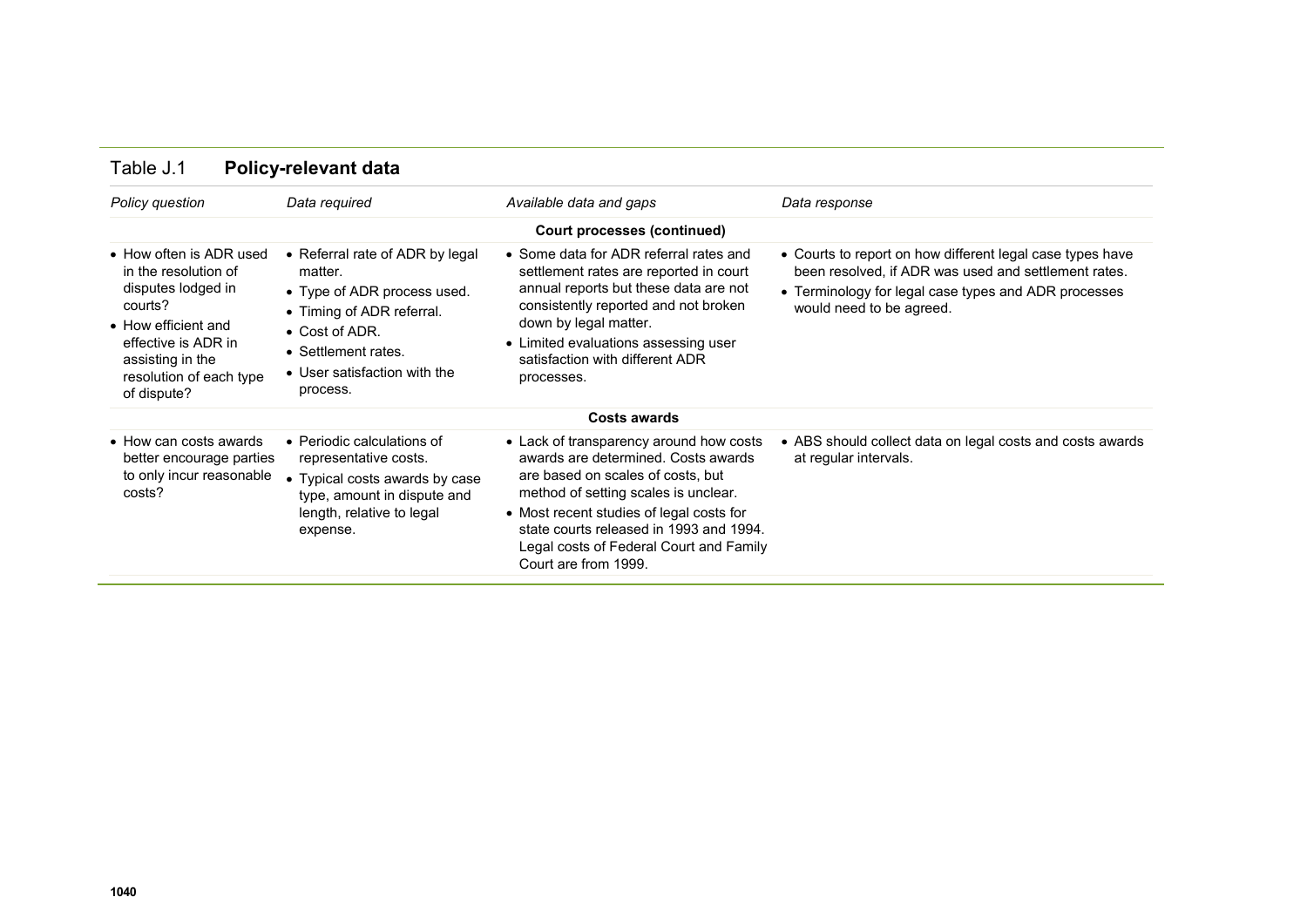Table J.1 **Policy-relevant data**

| *Policy question* | *Data required* | *Available data and gaps* | *Data response* |
|---|---|---|---|
| | | **Court processes (continued)** | |
| • How often is ADR used in the resolution of disputes lodged in courts?<br>• How efficient and effective is ADR in assisting in the resolution of each type of dispute? | • Referral rate of ADR by legal matter.<br>• Type of ADR process used.<br>• Timing of ADR referral.<br>• Cost of ADR.<br>• Settlement rates.<br>• User satisfaction with the process. | • Some data for ADR referral rates and settlement rates are reported in court annual reports but these data are not consistently reported and not broken down by legal matter.<br>• Limited evaluations assessing user satisfaction with different ADR processes. | • Courts to report on how different legal case types have been resolved, if ADR was used and settlement rates.<br>• Terminology for legal case types and ADR processes would need to be agreed. |
| | | **Costs awards** | |
| • How can costs awards better encourage parties to only incur reasonable costs? | • Periodic calculations of representative costs.<br>• Typical costs awards by case type, amount in dispute and length, relative to legal expense. | • Lack of transparency around how costs awards are determined. Costs awards are based on scales of costs, but method of setting scales is unclear.<br>• Most recent studies of legal costs for state courts released in 1993 and 1994. Legal costs of Federal Court and Family Court are from 1999. | • ABS should collect data on legal costs and costs awards at regular intervals. |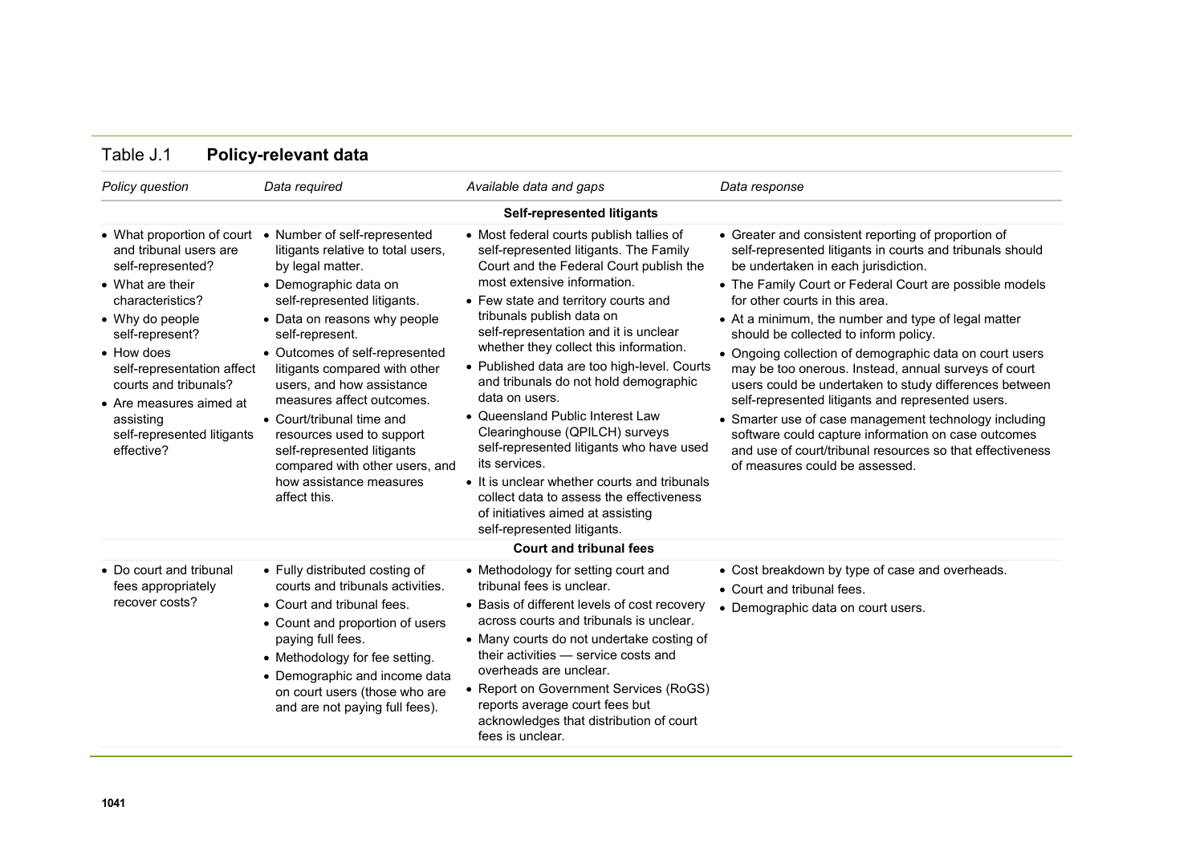Table J.1 **Policy-relevant data**

| *Policy question* | *Data required* | *Available data and gaps* | *Data response* |
|---|---|---|---|
| **Self-represented litigants** | | | |
| • What proportion of court and tribunal users are self-represented?<br>• What are their characteristics?<br>• Why do people self-represent?<br>• How does self-representation affect courts and tribunals?<br>• Are measures aimed at assisting self-represented litigants effective? | • Number of self-represented litigants relative to total users, by legal matter.<br>• Demographic data on self-represented litigants.<br>• Data on reasons why people self-represent.<br>• Outcomes of self-represented litigants compared with other users, and how assistance measures affect outcomes.<br>• Court/tribunal time and resources used to support self-represented litigants compared with other users, and how assistance measures affect this. | • Most federal courts publish tallies of self-represented litigants. The Family Court and the Federal Court publish the most extensive information.<br>• Few state and territory courts and tribunals publish data on self-representation and it is unclear whether they collect this information.<br>• Published data are too high-level. Courts and tribunals do not hold demographic data on users.<br>• Queensland Public Interest Law Clearinghouse (QPILCH) surveys self-represented litigants who have used its services.<br>• It is unclear whether courts and tribunals collect data to assess the effectiveness of initiatives aimed at assisting self-represented litigants. | • Greater and consistent reporting of proportion of self-represented litigants in courts and tribunals should be undertaken in each jurisdiction.<br>• The Family Court or Federal Court are possible models for other courts in this area.<br>• At a minimum, the number and type of legal matter should be collected to inform policy.<br>• Ongoing collection of demographic data on court users may be too onerous. Instead, annual surveys of court users could be undertaken to study differences between self-represented litigants and represented users.<br>• Smarter use of case management technology including software could capture information on case outcomes and use of court/tribunal resources so that effectiveness of measures could be assessed. |
| **Court and tribunal fees** | | | |
| • Do court and tribunal fees appropriately recover costs? | • Fully distributed costing of courts and tribunals activities.<br>• Court and tribunal fees.<br>• Count and proportion of users paying full fees.<br>• Methodology for fee setting.<br>• Demographic and income data on court users (those who are and are not paying full fees). | • Methodology for setting court and tribunal fees is unclear.<br>• Basis of different levels of cost recovery across courts and tribunals is unclear.<br>• Many courts do not undertake costing of their activities — service costs and overheads are unclear.<br>• Report on Government Services (RoGS) reports average court fees but acknowledges that distribution of court fees is unclear. | • Cost breakdown by type of case and overheads.<br>• Court and tribunal fees.<br>• Demographic data on court users. |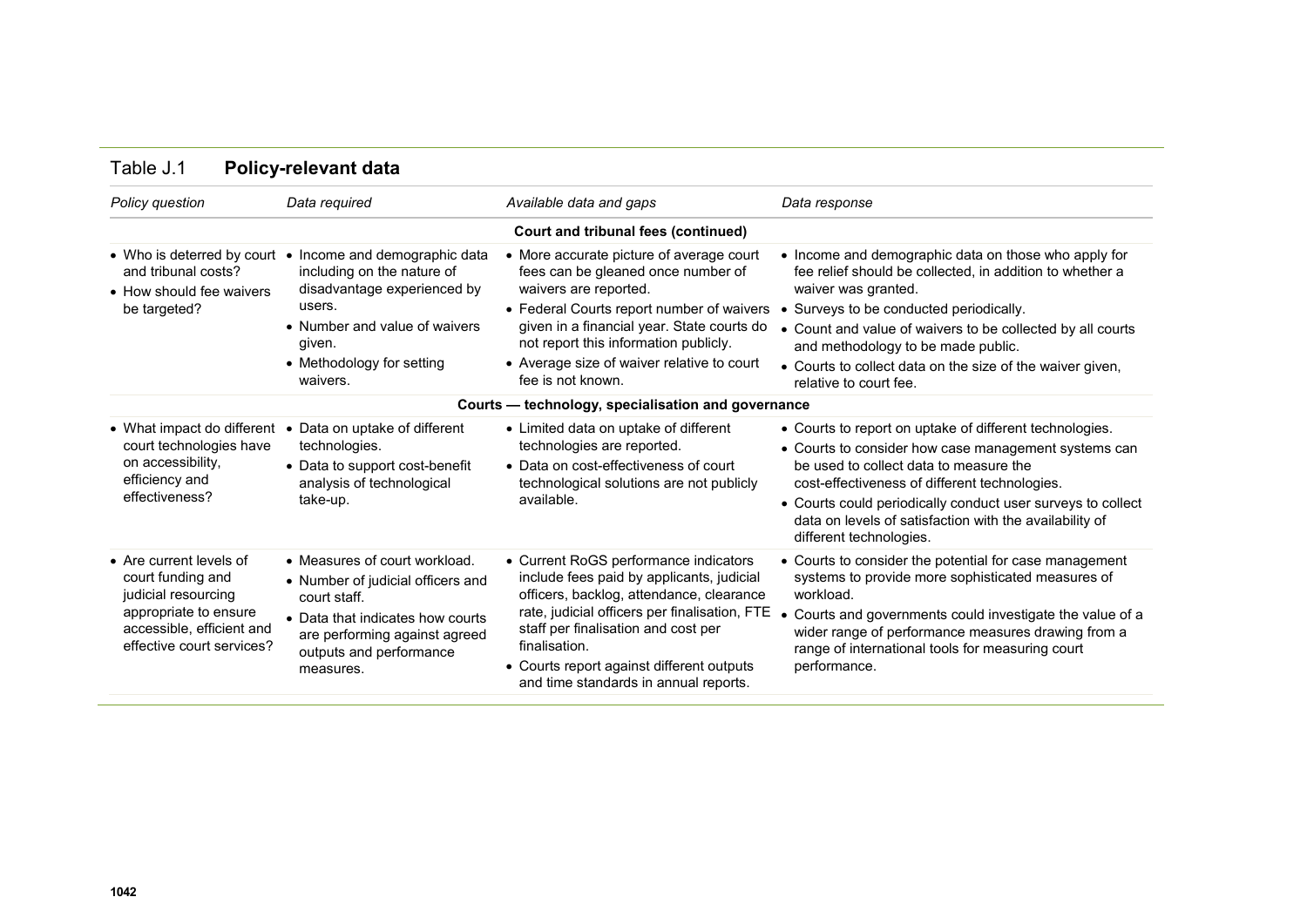Table J.1 **Policy-relevant data**

| *Policy question* | *Data required* | *Available data and gaps* | *Data response* |
|---|---|---|---|
| | | **Court and tribunal fees (continued)** | |
| • Who is deterred by court and tribunal costs?<br>• How should fee waivers be targeted? | • Income and demographic data including on the nature of disadvantage experienced by users.<br>• Number and value of waivers given.<br>• Methodology for setting waivers. | • More accurate picture of average court fees can be gleaned once number of waivers are reported.<br>• Federal Courts report number of waivers given in a financial year. State courts do not report this information publicly.<br>• Average size of waiver relative to court fee is not known. | • Income and demographic data on those who apply for fee relief should be collected, in addition to whether a waiver was granted.<br>• Surveys to be conducted periodically.<br>• Count and value of waivers to be collected by all courts and methodology to be made public.<br>• Courts to collect data on the size of the waiver given, relative to court fee. |
| | | **Courts — technology, specialisation and governance** | |
| • What impact do different court technologies have on accessibility, efficiency and effectiveness? | • Data on uptake of different technologies.<br>• Data to support cost-benefit analysis of technological take-up. | • Limited data on uptake of different technologies are reported.<br>• Data on cost-effectiveness of court technological solutions are not publicly available. | • Courts to report on uptake of different technologies.<br>• Courts to consider how case management systems can be used to collect data to measure the cost-effectiveness of different technologies.<br>• Courts could periodically conduct user surveys to collect data on levels of satisfaction with the availability of different technologies. |
| • Are current levels of court funding and judicial resourcing appropriate to ensure accessible, efficient and effective court services? | • Measures of court workload.<br>• Number of judicial officers and court staff.<br>• Data that indicates how courts are performing against agreed outputs and performance measures. | • Current RoGS performance indicators include fees paid by applicants, judicial officers, backlog, attendance, clearance rate, judicial officers per finalisation, FTE staff per finalisation and cost per finalisation.<br>• Courts report against different outputs and time standards in annual reports. | • Courts to consider the potential for case management systems to provide more sophisticated measures of workload.<br>• Courts and governments could investigate the value of a wider range of performance measures drawing from a range of international tools for measuring court performance. |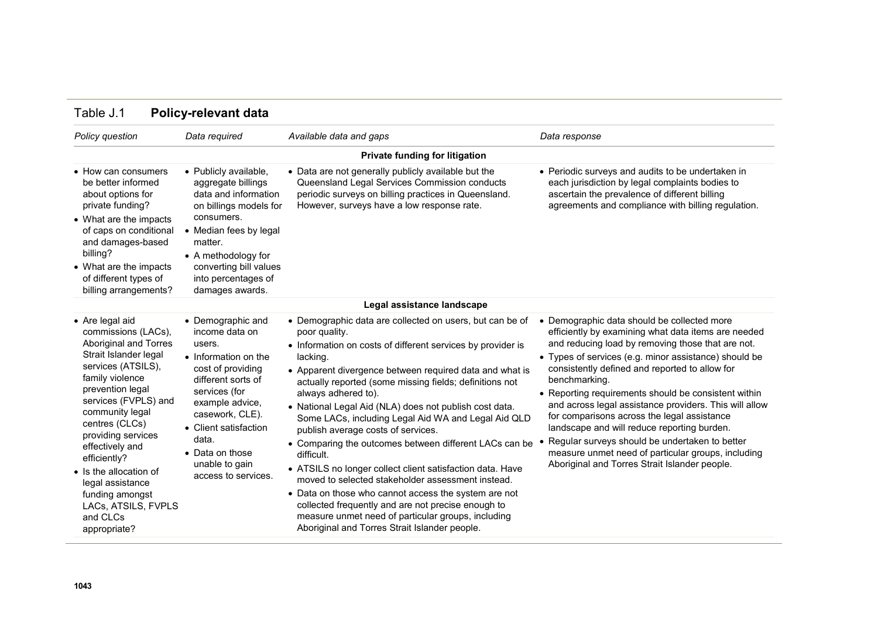Table J.1 **Policy-relevant data**

| *Policy question* | *Data required* | *Available data and gaps* | *Data response* |
|---|---|---|---|
| **Private funding for litigation** | | | |
| • How can consumers be better informed about options for private funding?<br>• What are the impacts of caps on conditional and damages-based billing?<br>• What are the impacts of different types of billing arrangements? | • Publicly available, aggregate billings data and information on billings models for consumers.<br>• Median fees by legal matter.<br>• A methodology for converting bill values into percentages of damages awards. | • Data are not generally publicly available but the Queensland Legal Services Commission conducts periodic surveys on billing practices in Queensland. However, surveys have a low response rate. | • Periodic surveys and audits to be undertaken in each jurisdiction by legal complaints bodies to ascertain the prevalence of different billing agreements and compliance with billing regulation. |
| **Legal assistance landscape** | | | |
| • Are legal aid commissions (LACs), Aboriginal and Torres Strait Islander legal services (ATSILS), family violence prevention legal services (FVPLS) and community legal centres (CLCs) providing services effectively and efficiently?<br>• Is the allocation of legal assistance funding amongst LACs, ATSILS, FVPLS and CLCs appropriate? | • Demographic and income data on users.<br>• Information on the cost of providing different sorts of services (for example advice, casework, CLE).<br>• Client satisfaction data.<br>• Data on those unable to gain access to services. | • Demographic data are collected on users, but can be of poor quality.<br>• Information on costs of different services by provider is lacking.<br>• Apparent divergence between required data and what is actually reported (some missing fields; definitions not always adhered to).<br>• National Legal Aid (NLA) does not publish cost data. Some LACs, including Legal Aid WA and Legal Aid QLD publish average costs of services.<br>• Comparing the outcomes between different LACs can be difficult.<br>• ATSILS no longer collect client satisfaction data. Have moved to selected stakeholder assessment instead.<br>• Data on those who cannot access the system are not collected frequently and are not precise enough to measure unmet need of particular groups, including Aboriginal and Torres Strait Islander people. | • Demographic data should be collected more efficiently by examining what data items are needed and reducing load by removing those that are not.<br>• Types of services (e.g. minor assistance) should be consistently defined and reported to allow for benchmarking.<br>• Reporting requirements should be consistent within and across legal assistance providers. This will allow for comparisons across the legal assistance landscape and will reduce reporting burden.<br>• Regular surveys should be undertaken to better measure unmet need of particular groups, including Aboriginal and Torres Strait Islander people. |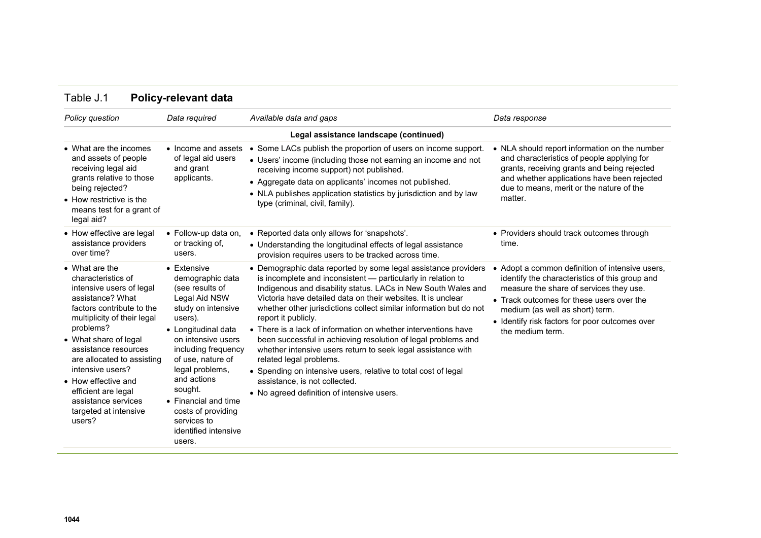Table J.1 **Policy-relevant data**

| *Policy question* | *Data required* | *Available data and gaps* | *Data response* |
|---|---|---|---|
| | | **Legal assistance landscape (continued)** | |
| • What are the incomes and assets of people receiving legal aid grants relative to those being rejected?<br>• How restrictive is the means test for a grant of legal aid? | • Income and assets of legal aid users and grant applicants. | • Some LACs publish the proportion of users on income support.<br>• Users' income (including those not earning an income and not receiving income support) not published.<br>• Aggregate data on applicants' incomes not published.<br>• NLA publishes application statistics by jurisdiction and by law type (criminal, civil, family). | • NLA should report information on the number and characteristics of people applying for grants, receiving grants and being rejected and whether applications have been rejected due to means, merit or the nature of the matter. |
| • How effective are legal assistance providers over time? | • Follow-up data on, or tracking of, users. | • Reported data only allows for 'snapshots'.<br>• Understanding the longitudinal effects of legal assistance provision requires users to be tracked across time. | • Providers should track outcomes through time. |
| • What are the characteristics of intensive users of legal assistance? What factors contribute to the multiplicity of their legal problems?<br>• What share of legal assistance resources are allocated to assisting intensive users?<br>• How effective and efficient are legal assistance services targeted at intensive users? | • Extensive demographic data (see results of Legal Aid NSW study on intensive users).<br>• Longitudinal data on intensive users including frequency of use, nature of legal problems, and actions sought.<br>• Financial and time costs of providing services to identified intensive users. | • Demographic data reported by some legal assistance providers is incomplete and inconsistent — particularly in relation to Indigenous and disability status. LACs in New South Wales and Victoria have detailed data on their websites. It is unclear whether other jurisdictions collect similar information but do not report it publicly.<br>• There is a lack of information on whether interventions have been successful in achieving resolution of legal problems and whether intensive users return to seek legal assistance with related legal problems.<br>• Spending on intensive users, relative to total cost of legal assistance, is not collected.<br>• No agreed definition of intensive users. | • Adopt a common definition of intensive users, identify the characteristics of this group and measure the share of services they use.<br>• Track outcomes for these users over the medium (as well as short) term.<br>• Identify risk factors for poor outcomes over the medium term. |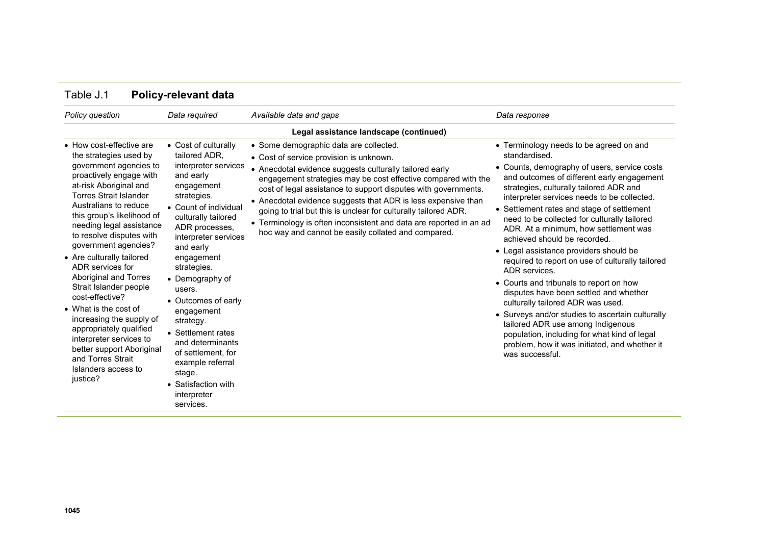Table J.1 **Policy-relevant data**

| *Policy question* | *Data required* | *Available data and gaps* | *Data response* |
|---|---|---|---|
| | | **Legal assistance landscape (continued)** | |
| • How cost-effective are the strategies used by government agencies to proactively engage with at-risk Aboriginal and Torres Strait Islander Australians to reduce this group's likelihood of needing legal assistance to resolve disputes with government agencies?<br>• Are culturally tailored ADR services for Aboriginal and Torres Strait Islander people cost-effective?<br>• What is the cost of increasing the supply of appropriately qualified interpreter services to better support Aboriginal and Torres Strait Islanders access to justice? | • Cost of culturally tailored ADR, interpreter services and early engagement strategies.<br>• Count of individual culturally tailored ADR processes, interpreter services and early engagement strategies.<br>• Demography of users.<br>• Outcomes of early engagement strategy.<br>• Settlement rates and determinants of settlement, for example referral stage.<br>• Satisfaction with interpreter services. | • Some demographic data are collected.<br>• Cost of service provision is unknown.<br>• Anecdotal evidence suggests culturally tailored early engagement strategies may be cost effective compared with the cost of legal assistance to support disputes with governments.<br>• Anecdotal evidence suggests that ADR is less expensive than going to trial but this is unclear for culturally tailored ADR.<br>• Terminology is often inconsistent and data are reported in an ad hoc way and cannot be easily collated and compared. | • Terminology needs to be agreed on and standardised.<br>• Counts, demography of users, service costs and outcomes of different early engagement strategies, culturally tailored ADR and interpreter services needs to be collected.<br>• Settlement rates and stage of settlement need to be collected for culturally tailored ADR. At a minimum, how settlement was achieved should be recorded.<br>• Legal assistance providers should be required to report on use of culturally tailored ADR services.<br>• Courts and tribunals to report on how disputes have been settled and whether culturally tailored ADR was used.<br>• Surveys and/or studies to ascertain culturally tailored ADR use among Indigenous population, including for what kind of legal problem, how it was initiated, and whether it was successful. |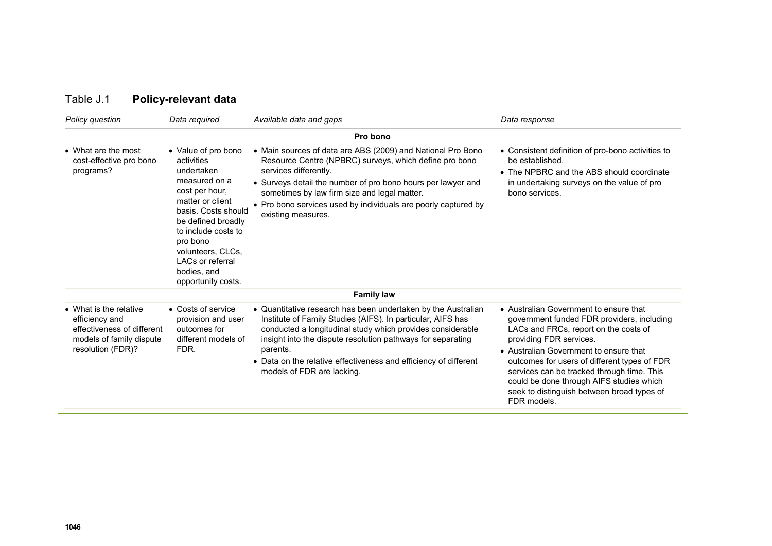Table J.1 **Policy-relevant data**

| *Policy question* | *Data required* | *Available data and gaps* | *Data response* |
|---|---|---|---|
| | | **Pro bono** | |
| • What are the most cost-effective pro bono programs? | • Value of pro bono activities undertaken measured on a cost per hour, matter or client basis. Costs should be defined broadly to include costs to pro bono volunteers, CLCs, LACs or referral bodies, and opportunity costs. | • Main sources of data are ABS (2009) and National Pro Bono Resource Centre (NPBRC) surveys, which define pro bono services differently.<br>• Surveys detail the number of pro bono hours per lawyer and sometimes by law firm size and legal matter.<br>• Pro bono services used by individuals are poorly captured by existing measures. | • Consistent definition of pro-bono activities to be established.<br>• The NPBRC and the ABS should coordinate in undertaking surveys on the value of pro bono services. |
| | | **Family law** | |
| • What is the relative efficiency and effectiveness of different models of family dispute resolution (FDR)? | • Costs of service provision and user outcomes for different models of FDR. | • Quantitative research has been undertaken by the Australian Institute of Family Studies (AIFS). In particular, AIFS has conducted a longitudinal study which provides considerable insight into the dispute resolution pathways for separating parents.<br>• Data on the relative effectiveness and efficiency of different models of FDR are lacking. | • Australian Government to ensure that government funded FDR providers, including LACs and FRCs, report on the costs of providing FDR services.<br>• Australian Government to ensure that outcomes for users of different types of FDR services can be tracked through time. This could be done through AIFS studies which seek to distinguish between broad types of FDR models. |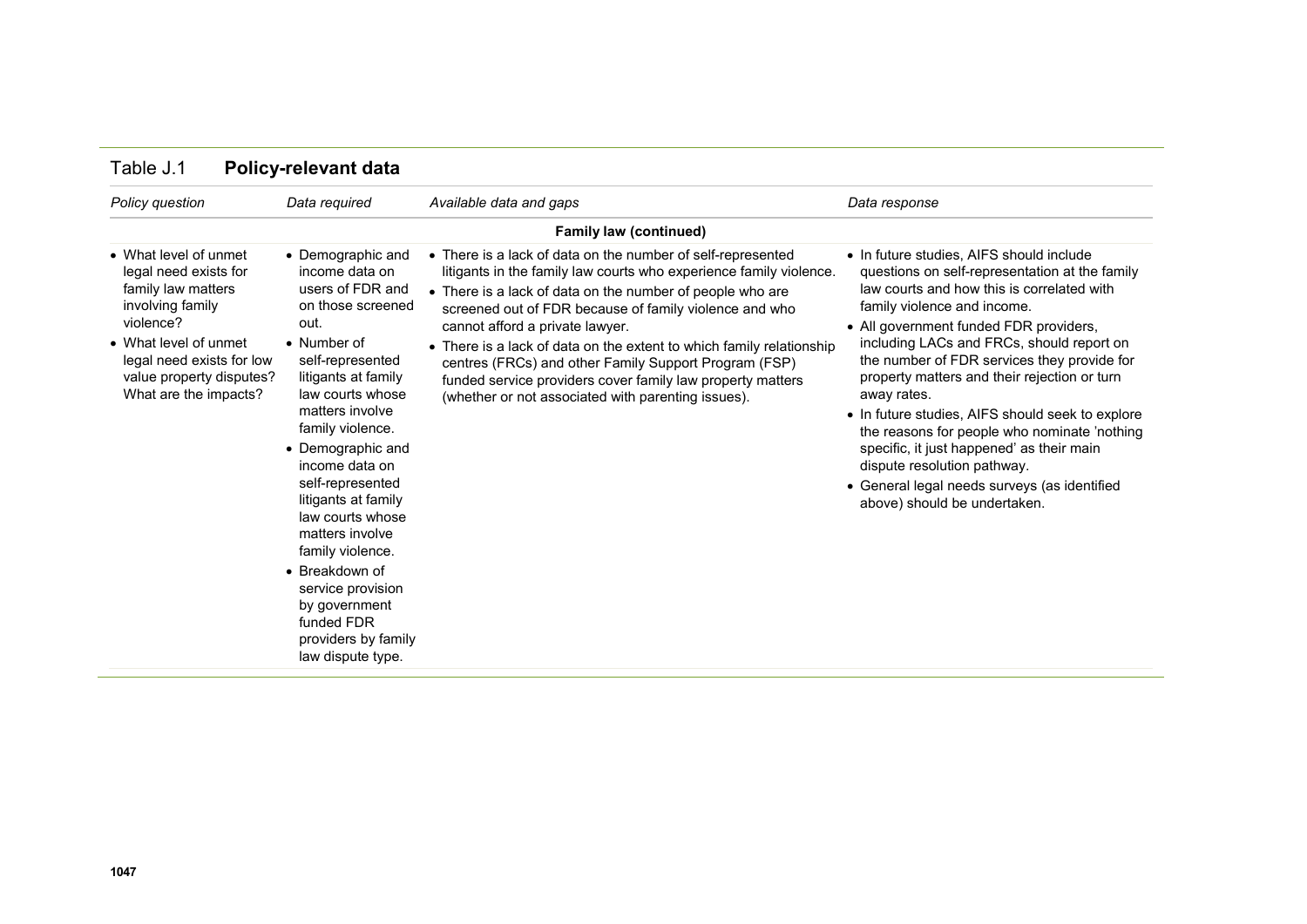Table J.1 **Policy-relevant data**

| *Policy question* | *Data required* | *Available data and gaps* | *Data response* |
|---|---|---|---|
| **Family law (continued)** | | | |
| • What level of unmet legal need exists for family law matters involving family violence?<br>• What level of unmet legal need exists for low value property disputes? What are the impacts? | • Demographic and income data on users of FDR and on those screened out.<br>• Number of self-represented litigants at family law courts whose matters involve family violence.<br>• Demographic and income data on self-represented litigants at family law courts whose matters involve family violence.<br>• Breakdown of service provision by government funded FDR providers by family law dispute type. | • There is a lack of data on the number of self-represented litigants in the family law courts who experience family violence.<br>• There is a lack of data on the number of people who are screened out of FDR because of family violence and who cannot afford a private lawyer.<br>• There is a lack of data on the extent to which family relationship centres (FRCs) and other Family Support Program (FSP) funded service providers cover family law property matters (whether or not associated with parenting issues). | • In future studies, AIFS should include questions on self-representation at the family law courts and how this is correlated with family violence and income.<br>• All government funded FDR providers, including LACs and FRCs, should report on the number of FDR services they provide for property matters and their rejection or turn away rates.<br>• In future studies, AIFS should seek to explore the reasons for people who nominate 'nothing specific, it just happened' as their main dispute resolution pathway.<br>• General legal needs surveys (as identified above) should be undertaken. |